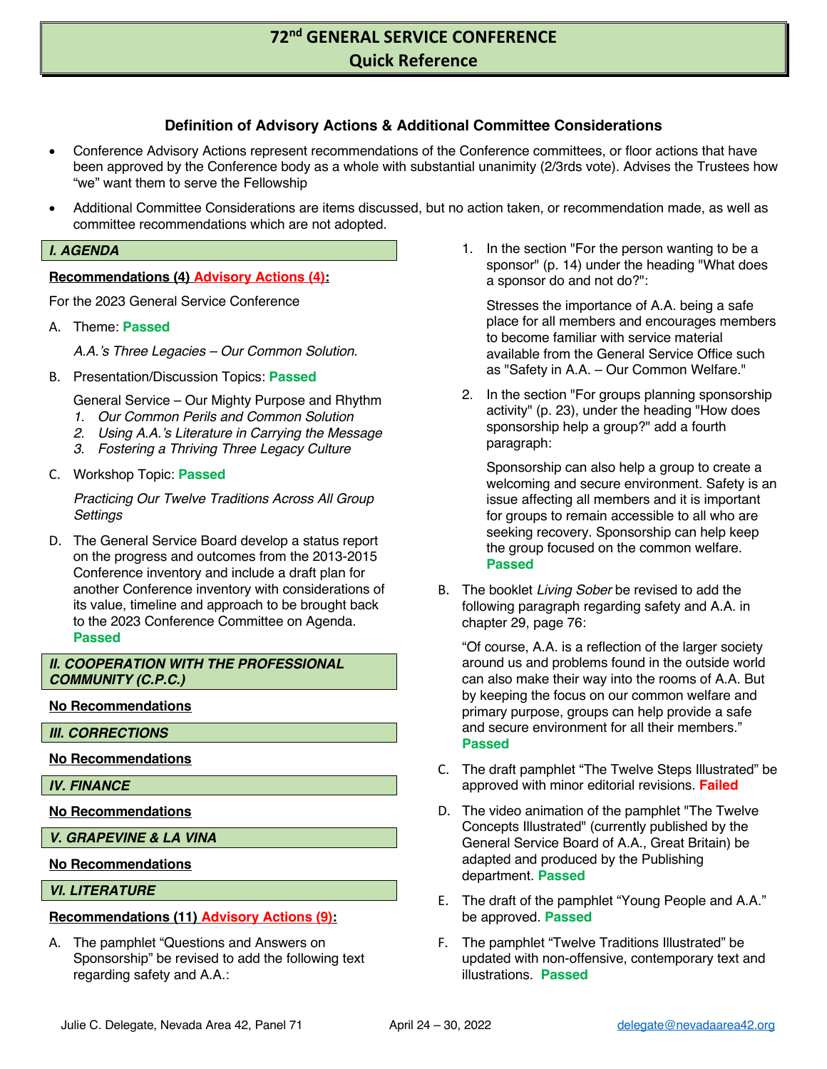# 72nd GENERAL SERVICE CONFERENCE
## Quick Reference

### Definition of Advisory Actions & Additional Committee Considerations

- Conference Advisory Actions represent recommendations of the Conference committees, or floor actions that have been approved by the Conference body as a whole with substantial unanimity (2/3rds vote). Advises the Trustees how "we" want them to serve the Fellowship
- Additional Committee Considerations are items discussed, but no action taken, or recommendation made, as well as committee recommendations which are not adopted.

### *I. AGENDA*

**Recommendations (4) Advisory Actions (4):**

For the 2023 General Service Conference

A. Theme: **Passed**

*A.A.'s Three Legacies – Our Common Solution.*

B. Presentation/Discussion Topics: **Passed**

General Service – Our Mighty Purpose and Rhythm

1. *Our Common Perils and Common Solution*
2. *Using A.A.'s Literature in Carrying the Message*
3. *Fostering a Thriving Three Legacy Culture*

C. Workshop Topic: **Passed**

*Practicing Our Twelve Traditions Across All Group Settings*

D. The General Service Board develop a status report on the progress and outcomes from the 2013-2015 Conference inventory and include a draft plan for another Conference inventory with considerations of its value, timeline and approach to be brought back to the 2023 Conference Committee on Agenda. **Passed**

### *II. COOPERATION WITH THE PROFESSIONAL COMMUNITY (C.P.C.)*

**No Recommendations**

### *III. CORRECTIONS*

**No Recommendations**

### *IV. FINANCE*

**No Recommendations**

### *V. GRAPEVINE & LA VINA*

**No Recommendations**

### *VI. LITERATURE*

**Recommendations (11) Advisory Actions (9):**

A. The pamphlet "Questions and Answers on Sponsorship" be revised to add the following text regarding safety and A.A.:

1. In the section "For the person wanting to be a sponsor" (p. 14) under the heading "What does a sponsor do and not do?":

   Stresses the importance of A.A. being a safe place for all members and encourages members to become familiar with service material available from the General Service Office such as "Safety in A.A. – Our Common Welfare."

2. In the section "For groups planning sponsorship activity" (p. 23), under the heading "How does sponsorship help a group?" add a fourth paragraph:

   Sponsorship can also help a group to create a welcoming and secure environment. Safety is an issue affecting all members and it is important for groups to remain accessible to all who are seeking recovery. Sponsorship can help keep the group focused on the common welfare. **Passed**

B. The booklet *Living Sober* be revised to add the following paragraph regarding safety and A.A. in chapter 29, page 76:

"Of course, A.A. is a reflection of the larger society around us and problems found in the outside world can also make their way into the rooms of A.A. But by keeping the focus on our common welfare and primary purpose, groups can help provide a safe and secure environment for all their members." **Passed**

C. The draft pamphlet "The Twelve Steps Illustrated" be approved with minor editorial revisions. **Failed**

D. The video animation of the pamphlet "The Twelve Concepts Illustrated" (currently published by the General Service Board of A.A., Great Britain) be adapted and produced by the Publishing department. **Passed**

E. The draft of the pamphlet "Young People and A.A." be approved. **Passed**

F. The pamphlet "Twelve Traditions Illustrated" be updated with non-offensive, contemporary text and illustrations. **Passed**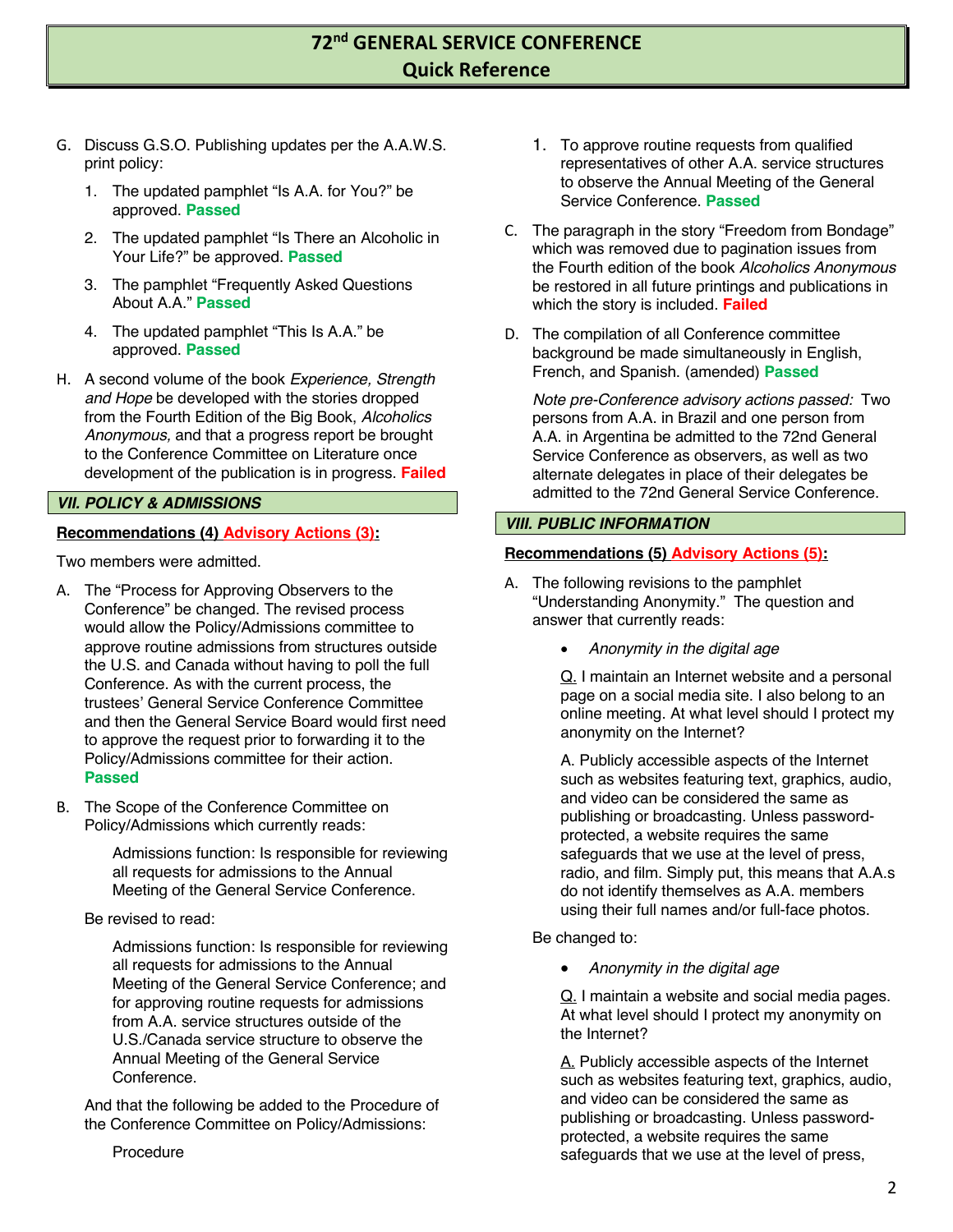# 72nd GENERAL SERVICE CONFERENCE
## Quick Reference

G. Discuss G.S.O. Publishing updates per the A.A.W.S. print policy:

1. The updated pamphlet "Is A.A. for You?" be approved. **Passed**

2. The updated pamphlet "Is There an Alcoholic in Your Life?" be approved. **Passed**

3. The pamphlet "Frequently Asked Questions About A.A." **Passed**

4. The updated pamphlet "This Is A.A." be approved. **Passed**

H. A second volume of the book *Experience, Strength and Hope* be developed with the stories dropped from the Fourth Edition of the Big Book, *Alcoholics Anonymous,* and that a progress report be brought to the Conference Committee on Literature once development of the publication is in progress. **Failed**

### VII. POLICY & ADMISSIONS

**Recommendations (4) Advisory Actions (3):**

Two members were admitted.

A. The "Process for Approving Observers to the Conference" be changed. The revised process would allow the Policy/Admissions committee to approve routine admissions from structures outside the U.S. and Canada without having to poll the full Conference. As with the current process, the trustees' General Service Conference Committee and then the General Service Board would first need to approve the request prior to forwarding it to the Policy/Admissions committee for their action. **Passed**

B. The Scope of the Conference Committee on Policy/Admissions which currently reads:

> Admissions function: Is responsible for reviewing all requests for admissions to the Annual Meeting of the General Service Conference.

Be revised to read:

> Admissions function: Is responsible for reviewing all requests for admissions to the Annual Meeting of the General Service Conference; and for approving routine requests for admissions from A.A. service structures outside of the U.S./Canada service structure to observe the Annual Meeting of the General Service Conference.

And that the following be added to the Procedure of the Conference Committee on Policy/Admissions:

> Procedure
>
> 1. To approve routine requests from qualified representatives of other A.A. service structures to observe the Annual Meeting of the General Service Conference. **Passed**

C. The paragraph in the story "Freedom from Bondage" which was removed due to pagination issues from the Fourth edition of the book *Alcoholics Anonymous* be restored in all future printings and publications in which the story is included. **Failed**

D. The compilation of all Conference committee background be made simultaneously in English, French, and Spanish. (amended) **Passed**

*Note pre-Conference advisory actions passed:* Two persons from A.A. in Brazil and one person from A.A. in Argentina be admitted to the 72nd General Service Conference as observers, as well as two alternate delegates in place of their delegates be admitted to the 72nd General Service Conference.

### VIII. PUBLIC INFORMATION

**Recommendations (5) Advisory Actions (5):**

A. The following revisions to the pamphlet "Understanding Anonymity." The question and answer that currently reads:

> - *Anonymity in the digital age*
>
> Q. I maintain an Internet website and a personal page on a social media site. I also belong to an online meeting. At what level should I protect my anonymity on the Internet?
>
> A. Publicly accessible aspects of the Internet such as websites featuring text, graphics, audio, and video can be considered the same as publishing or broadcasting. Unless password-protected, a website requires the same safeguards that we use at the level of press, radio, and film. Simply put, this means that A.A.s do not identify themselves as A.A. members using their full names and/or full-face photos.

Be changed to:

> - *Anonymity in the digital age*
>
> Q. I maintain a website and social media pages. At what level should I protect my anonymity on the Internet?
>
> A. Publicly accessible aspects of the Internet such as websites featuring text, graphics, audio, and video can be considered the same as publishing or broadcasting. Unless password-protected, a website requires the same safeguards that we use at the level of press,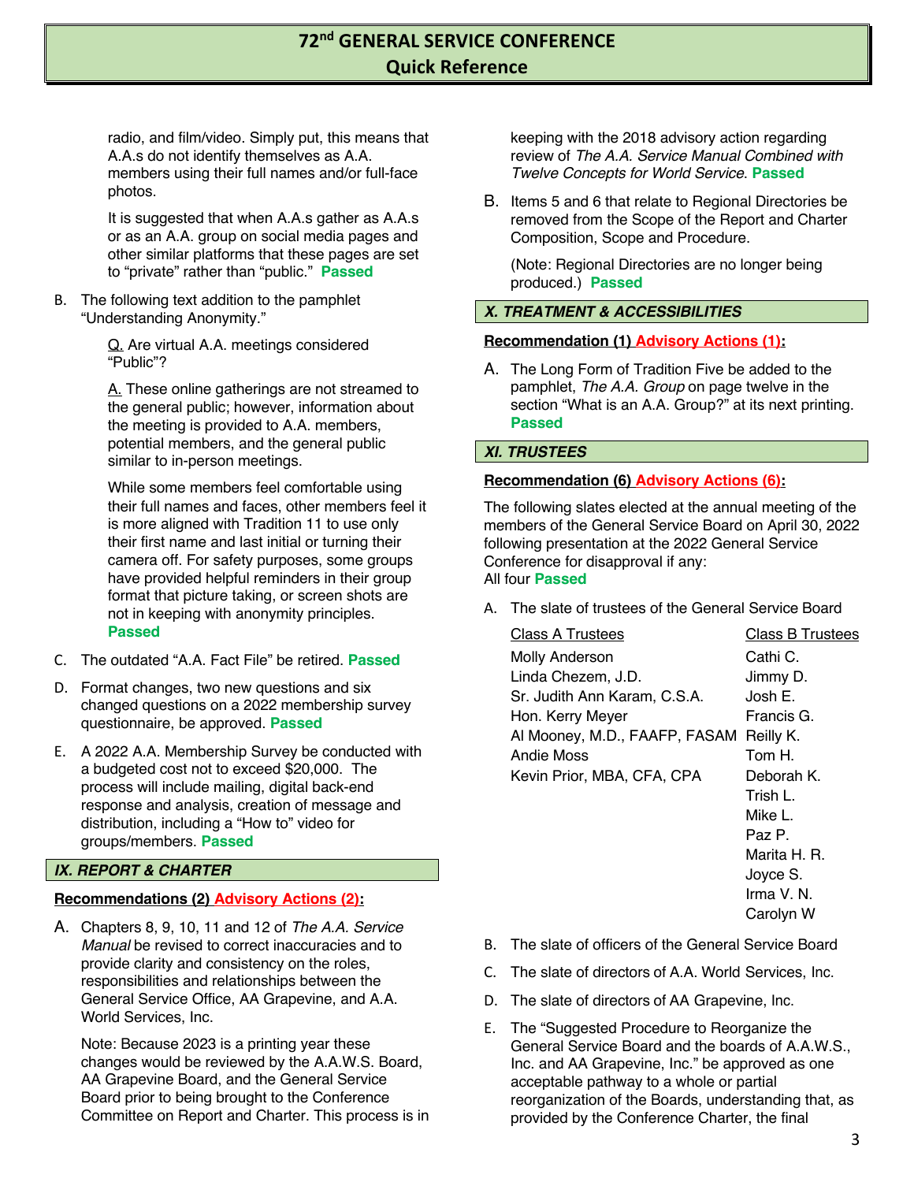radio, and film/video. Simply put, this means that A.A.s do not identify themselves as A.A. members using their full names and/or full-face photos.

It is suggested that when A.A.s gather as A.A.s or as an A.A. group on social media pages and other similar platforms that these pages are set to "private" rather than "public." **Passed**

B. The following text addition to the pamphlet "Understanding Anonymity."

Q. Are virtual A.A. meetings considered "Public"?

A. These online gatherings are not streamed to the general public; however, information about the meeting is provided to A.A. members, potential members, and the general public similar to in-person meetings.

While some members feel comfortable using their full names and faces, other members feel it is more aligned with Tradition 11 to use only their first name and last initial or turning their camera off. For safety purposes, some groups have provided helpful reminders in their group format that picture taking, or screen shots are not in keeping with anonymity principles. **Passed**

C. The outdated "A.A. Fact File" be retired. **Passed**

D. Format changes, two new questions and six changed questions on a 2022 membership survey questionnaire, be approved. **Passed**

E. A 2022 A.A. Membership Survey be conducted with a budgeted cost not to exceed $20,000. The process will include mailing, digital back-end response and analysis, creation of message and distribution, including a "How to" video for groups/members. **Passed**

## IX. REPORT & CHARTER

**Recommendations (2) Advisory Actions (2):**

A. Chapters 8, 9, 10, 11 and 12 of *The A.A. Service Manual* be revised to correct inaccuracies and to provide clarity and consistency on the roles, responsibilities and relationships between the General Service Office, AA Grapevine, and A.A. World Services, Inc.

Note: Because 2023 is a printing year these changes would be reviewed by the A.A.W.S. Board, AA Grapevine Board, and the General Service Board prior to being brought to the Conference Committee on Report and Charter. This process is in keeping with the 2018 advisory action regarding review of *The A.A. Service Manual Combined with Twelve Concepts for World Service*. **Passed**

B. Items 5 and 6 that relate to Regional Directories be removed from the Scope of the Report and Charter Composition, Scope and Procedure.

(Note: Regional Directories are no longer being produced.) **Passed**

## X. TREATMENT & ACCESSIBILITIES

**Recommendation (1) Advisory Actions (1):**

A. The Long Form of Tradition Five be added to the pamphlet, *The A.A. Group* on page twelve in the section "What is an A.A. Group?" at its next printing. **Passed**

## XI. TRUSTEES

**Recommendation (6) Advisory Actions (6):**

The following slates elected at the annual meeting of the members of the General Service Board on April 30, 2022 following presentation at the 2022 General Service Conference for disapproval if any:
All four **Passed**

A. The slate of trustees of the General Service Board

| Class A Trustees | Class B Trustees |
|---|---|
| Molly Anderson | Cathi C. |
| Linda Chezem, J.D. | Jimmy D. |
| Sr. Judith Ann Karam, C.S.A. | Josh E. |
| Hon. Kerry Meyer | Francis G. |
| Al Mooney, M.D., FAAFP, FASAM | Reilly K. |
| Andie Moss | Tom H. |
| Kevin Prior, MBA, CFA, CPA | Deborah K. |
| | Trish L. |
| | Mike L. |
| | Paz P. |
| | Marita H. R. |
| | Joyce S. |
| | Irma V. N. |
| | Carolyn W |

B. The slate of officers of the General Service Board

C. The slate of directors of A.A. World Services, Inc.

D. The slate of directors of AA Grapevine, Inc.

E. The "Suggested Procedure to Reorganize the General Service Board and the boards of A.A.W.S., Inc. and AA Grapevine, Inc." be approved as one acceptable pathway to a whole or partial reorganization of the Boards, understanding that, as provided by the Conference Charter, the final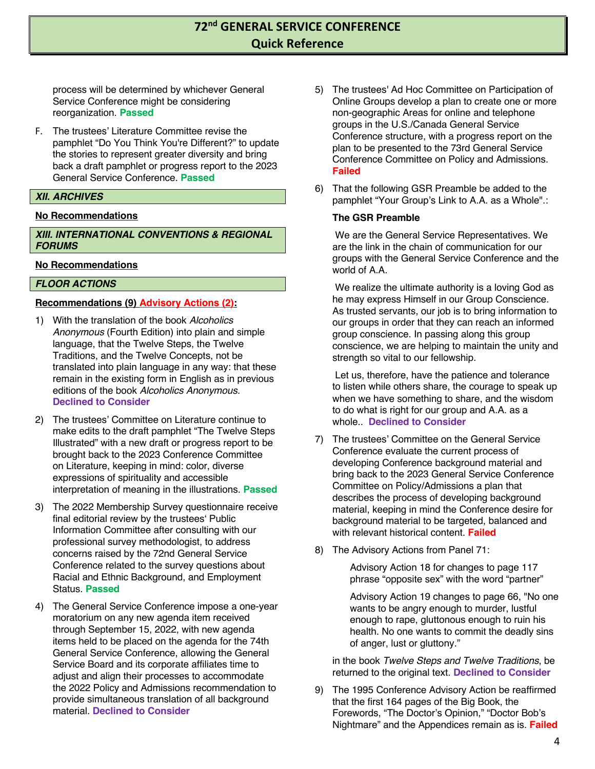process will be determined by whichever General Service Conference might be considering reorganization. **Passed**

F. The trustees' Literature Committee revise the pamphlet "Do You Think You're Different?" to update the stories to represent greater diversity and bring back a draft pamphlet or progress report to the 2023 General Service Conference. **Passed**

### *XII. ARCHIVES*

**No Recommendations**

### *XIII. INTERNATIONAL CONVENTIONS & REGIONAL FORUMS*

**No Recommendations**

### *FLOOR ACTIONS*

**Recommendations (9) Advisory Actions (2):**

1) With the translation of the book *Alcoholics Anonymous* (Fourth Edition) into plain and simple language, that the Twelve Steps, the Twelve Traditions, and the Twelve Concepts, not be translated into plain language in any way: that these remain in the existing form in English as in previous editions of the book *Alcoholics Anonymous.* **Declined to Consider**

2) The trustees' Committee on Literature continue to make edits to the draft pamphlet "The Twelve Steps Illustrated" with a new draft or progress report to be brought back to the 2023 Conference Committee on Literature, keeping in mind: color, diverse expressions of spirituality and accessible interpretation of meaning in the illustrations. **Passed**

3) The 2022 Membership Survey questionnaire receive final editorial review by the trustees' Public Information Committee after consulting with our professional survey methodologist, to address concerns raised by the 72nd General Service Conference related to the survey questions about Racial and Ethnic Background, and Employment Status. **Passed**

4) The General Service Conference impose a one-year moratorium on any new agenda item received through September 15, 2022, with new agenda items held to be placed on the agenda for the 74th General Service Conference, allowing the General Service Board and its corporate affiliates time to adjust and align their processes to accommodate the 2022 Policy and Admissions recommendation to provide simultaneous translation of all background material. **Declined to Consider**

5) The trustees' Ad Hoc Committee on Participation of Online Groups develop a plan to create one or more non-geographic Areas for online and telephone groups in the U.S./Canada General Service Conference structure, with a progress report on the plan to be presented to the 73rd General Service Conference Committee on Policy and Admissions. **Failed**

6) That the following GSR Preamble be added to the pamphlet "Your Group's Link to A.A. as a Whole".:

   **The GSR Preamble**

   We are the General Service Representatives. We are the link in the chain of communication for our groups with the General Service Conference and the world of A.A.

   We realize the ultimate authority is a loving God as he may express Himself in our Group Conscience. As trusted servants, our job is to bring information to our groups in order that they can reach an informed group conscience. In passing along this group conscience, we are helping to maintain the unity and strength so vital to our fellowship.

   Let us, therefore, have the patience and tolerance to listen while others share, the courage to speak up when we have something to share, and the wisdom to do what is right for our group and A.A. as a whole.. **Declined to Consider**

7) The trustees' Committee on the General Service Conference evaluate the current process of developing Conference background material and bring back to the 2023 General Service Conference Committee on Policy/Admissions a plan that describes the process of developing background material, keeping in mind the Conference desire for background material to be targeted, balanced and with relevant historical content. **Failed**

8) The Advisory Actions from Panel 71:

   Advisory Action 18 for changes to page 117 phrase "opposite sex" with the word "partner"

   Advisory Action 19 changes to page 66, "No one wants to be angry enough to murder, lustful enough to rape, gluttonous enough to ruin his health. No one wants to commit the deadly sins of anger, lust or gluttony."

   in the book *Twelve Steps and Twelve Traditions*, be returned to the original text. **Declined to Consider**

9) The 1995 Conference Advisory Action be reaffirmed that the first 164 pages of the Big Book, the Forewords, "The Doctor's Opinion," "Doctor Bob's Nightmare" and the Appendices remain as is. **Failed**